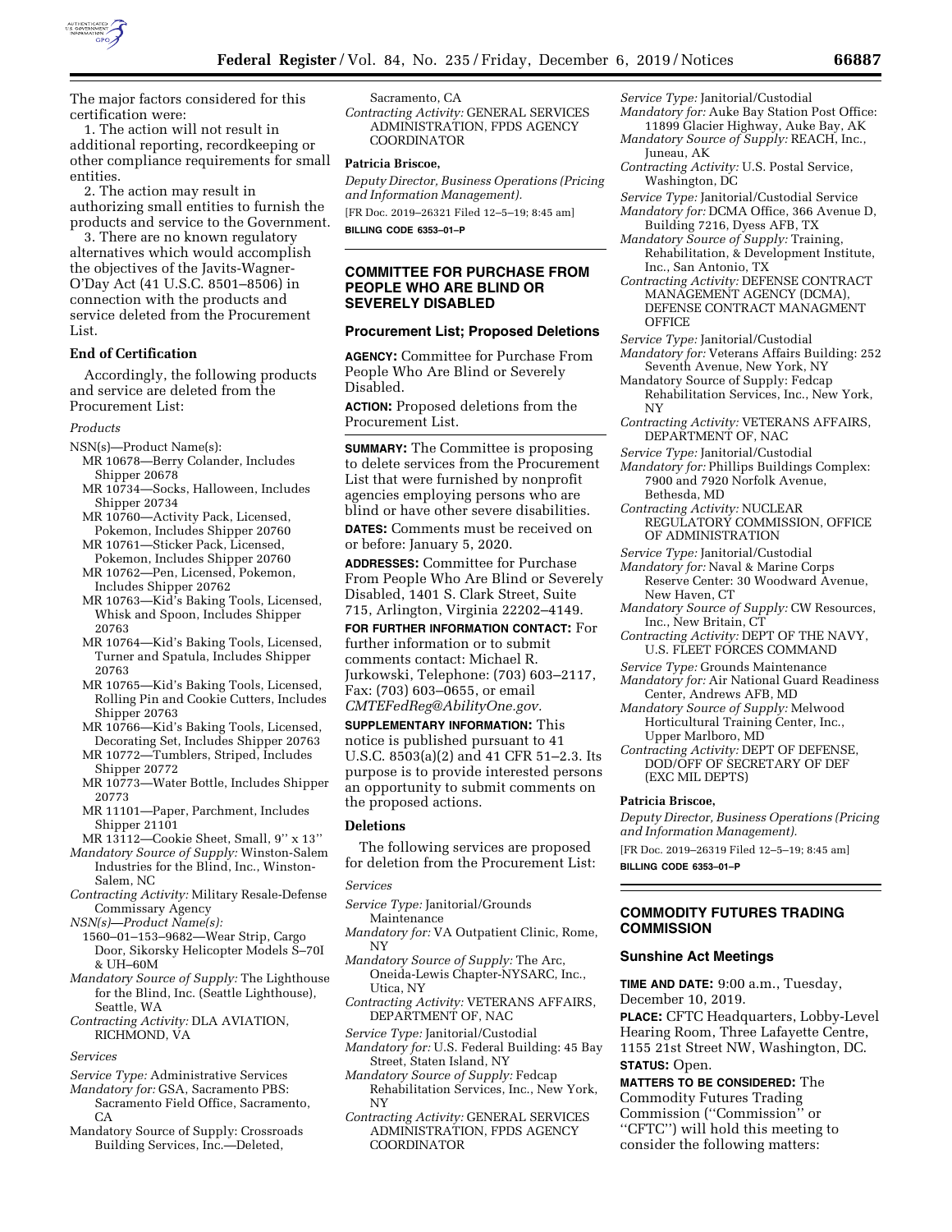The major factors considered for this certification were:

1. The action will not result in additional reporting, recordkeeping or other compliance requirements for small entities.

2. The action may result in authorizing small entities to furnish the products and service to the Government.

3. There are no known regulatory alternatives which would accomplish the objectives of the Javits-Wagner-O'Day Act (41 U.S.C. 8501–8506) in connection with the products and service deleted from the Procurement List.

### End of Certification

Accordingly, the following products and service are deleted from the Procurement List:

*Products*

NSN(s)—Product Name(s):
- MR 10678—Berry Colander, Includes Shipper 20678
- MR 10734—Socks, Halloween, Includes Shipper 20734
- MR 10760—Activity Pack, Licensed, Pokemon, Includes Shipper 20760
- MR 10761—Sticker Pack, Licensed, Pokemon, Includes Shipper 20760
- MR 10762—Pen, Licensed, Pokemon, Includes Shipper 20762
- MR 10763—Kid's Baking Tools, Licensed, Whisk and Spoon, Includes Shipper 20763
- MR 10764—Kid's Baking Tools, Licensed, Turner and Spatula, Includes Shipper 20763
- MR 10765—Kid's Baking Tools, Licensed, Rolling Pin and Cookie Cutters, Includes Shipper 20763
- MR 10766—Kid's Baking Tools, Licensed, Decorating Set, Includes Shipper 20763
- MR 10772—Tumblers, Striped, Includes Shipper 20772
- MR 10773—Water Bottle, Includes Shipper 20773
- MR 11101—Paper, Parchment, Includes Shipper 21101
- MR 13112—Cookie Sheet, Small, 9'' x 13''

*Mandatory Source of Supply:* Winston-Salem Industries for the Blind, Inc., Winston-Salem, NC

*Contracting Activity:* Military Resale-Defense Commissary Agency

*NSN(s)—Product Name(s):*
- 1560–01–153–9682—Wear Strip, Cargo Door, Sikorsky Helicopter Models S–70I & UH–60M

*Mandatory Source of Supply:* The Lighthouse for the Blind, Inc. (Seattle Lighthouse), Seattle, WA

*Contracting Activity:* DLA AVIATION, RICHMOND, VA

*Services*

*Service Type:* Administrative Services

*Mandatory for:* GSA, Sacramento PBS: Sacramento Field Office, Sacramento, CA

Mandatory Source of Supply: Crossroads Building Services, Inc.—Deleted, Sacramento, CA

*Contracting Activity:* GENERAL SERVICES ADMINISTRATION, FPDS AGENCY COORDINATOR

**Patricia Briscoe,**

*Deputy Director, Business Operations (Pricing and Information Management).*

[FR Doc. 2019–26321 Filed 12–5–19; 8:45 am]

**BILLING CODE 6353–01–P**

## COMMITTEE FOR PURCHASE FROM PEOPLE WHO ARE BLIND OR SEVERELY DISABLED

### Procurement List; Proposed Deletions

**AGENCY:** Committee for Purchase From People Who Are Blind or Severely Disabled.

**ACTION:** Proposed deletions from the Procurement List.

**SUMMARY:** The Committee is proposing to delete services from the Procurement List that were furnished by nonprofit agencies employing persons who are blind or have other severe disabilities.

**DATES:** Comments must be received on or before: January 5, 2020.

**ADDRESSES:** Committee for Purchase From People Who Are Blind or Severely Disabled, 1401 S. Clark Street, Suite 715, Arlington, Virginia 22202–4149.

**FOR FURTHER INFORMATION CONTACT:** For further information or to submit comments contact: Michael R. Jurkowski, Telephone: (703) 603–2117, Fax: (703) 603–0655, or email *CMTEFedReg@AbilityOne.gov.*

**SUPPLEMENTARY INFORMATION:** This notice is published pursuant to 41 U.S.C. 8503(a)(2) and 41 CFR 51–2.3. Its purpose is to provide interested persons an opportunity to submit comments on the proposed actions.

### Deletions

The following services are proposed for deletion from the Procurement List:

*Services*

*Service Type:* Janitorial/Grounds Maintenance

*Mandatory for:* VA Outpatient Clinic, Rome, NY

*Mandatory Source of Supply:* The Arc, Oneida-Lewis Chapter-NYSARC, Inc., Utica, NY

*Contracting Activity:* VETERANS AFFAIRS, DEPARTMENT OF, NAC

*Service Type:* Janitorial/Custodial

*Mandatory for:* U.S. Federal Building: 45 Bay Street, Staten Island, NY

*Mandatory Source of Supply:* Fedcap Rehabilitation Services, Inc., New York, NY

*Contracting Activity:* GENERAL SERVICES ADMINISTRATION, FPDS AGENCY COORDINATOR

*Service Type:* Janitorial/Custodial

*Mandatory for:* Auke Bay Station Post Office: 11899 Glacier Highway, Auke Bay, AK

*Mandatory Source of Supply:* REACH, Inc., Juneau, AK

*Contracting Activity:* U.S. Postal Service, Washington, DC

*Service Type:* Janitorial/Custodial Service

*Mandatory for:* DCMA Office, 366 Avenue D, Building 7216, Dyess AFB, TX

*Mandatory Source of Supply:* Training, Rehabilitation, & Development Institute, Inc., San Antonio, TX

*Contracting Activity:* DEFENSE CONTRACT MANAGEMENT AGENCY (DCMA), DEFENSE CONTRACT MANAGMENT OFFICE

*Service Type:* Janitorial/Custodial

*Mandatory for:* Veterans Affairs Building: 252 Seventh Avenue, New York, NY

Mandatory Source of Supply: Fedcap Rehabilitation Services, Inc., New York, NY

*Contracting Activity:* VETERANS AFFAIRS, DEPARTMENT OF, NAC

*Service Type:* Janitorial/Custodial

*Mandatory for:* Phillips Buildings Complex: 7900 and 7920 Norfolk Avenue, Bethesda, MD

*Contracting Activity:* NUCLEAR REGULATORY COMMISSION, OFFICE OF ADMINISTRATION

*Service Type:* Janitorial/Custodial

*Mandatory for:* Naval & Marine Corps Reserve Center: 30 Woodward Avenue, New Haven, CT

*Mandatory Source of Supply:* CW Resources, Inc., New Britain, CT

*Contracting Activity:* DEPT OF THE NAVY, U.S. FLEET FORCES COMMAND

*Service Type:* Grounds Maintenance

*Mandatory for:* Air National Guard Readiness Center, Andrews AFB, MD

*Mandatory Source of Supply:* Melwood Horticultural Training Center, Inc., Upper Marlboro, MD

*Contracting Activity:* DEPT OF DEFENSE, DOD/OFF OF SECRETARY OF DEF (EXC MIL DEPTS)

**Patricia Briscoe,**

*Deputy Director, Business Operations (Pricing and Information Management).*

[FR Doc. 2019–26319 Filed 12–5–19; 8:45 am]

**BILLING CODE 6353–01–P**

## COMMODITY FUTURES TRADING COMMISSION

### Sunshine Act Meetings

**TIME AND DATE:** 9:00 a.m., Tuesday, December 10, 2019.

**PLACE:** CFTC Headquarters, Lobby-Level Hearing Room, Three Lafayette Centre, 1155 21st Street NW, Washington, DC.

**STATUS:** Open.

**MATTERS TO BE CONSIDERED:** The Commodity Futures Trading Commission (''Commission'' or ''CFTC'') will hold this meeting to consider the following matters: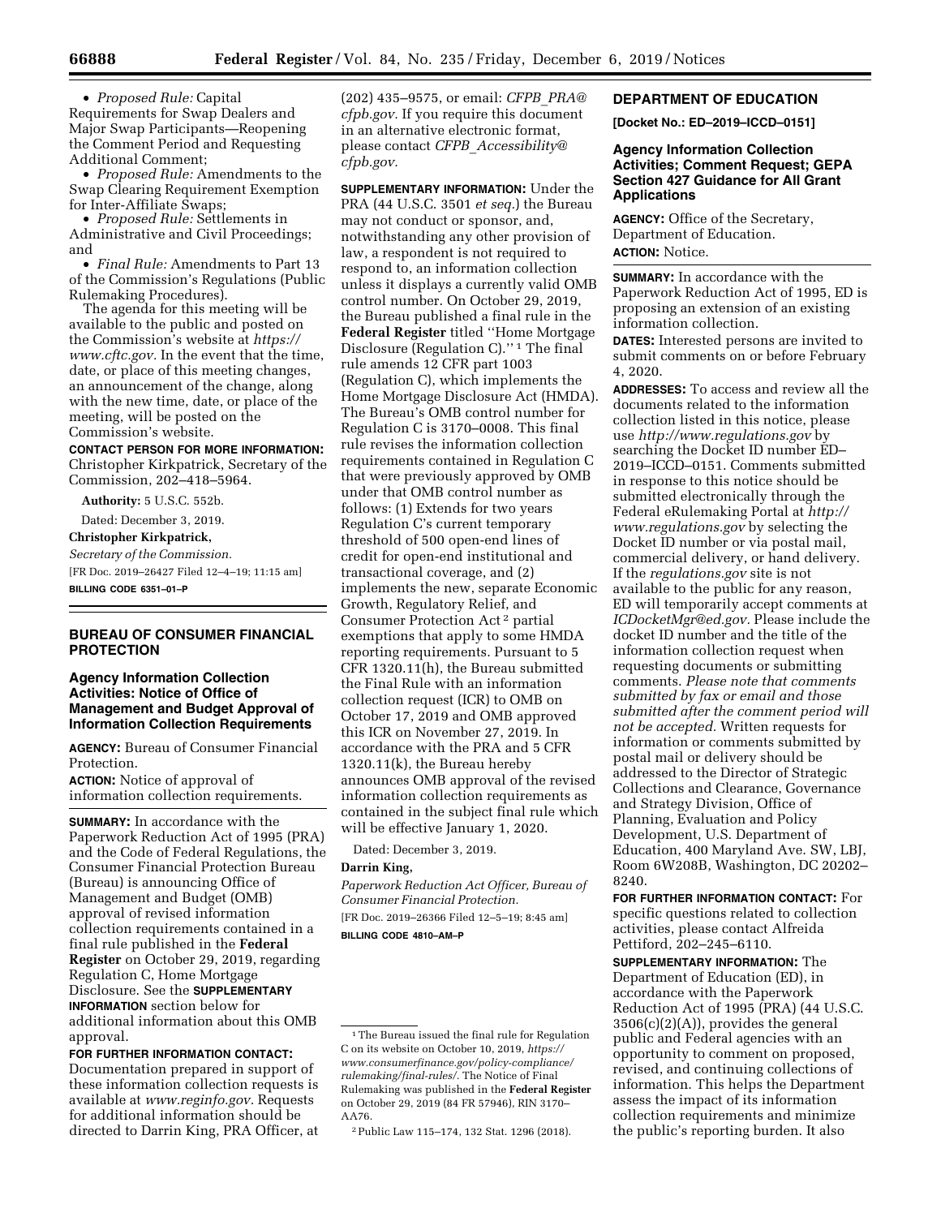• *Proposed Rule:* Capital Requirements for Swap Dealers and Major Swap Participants—Reopening the Comment Period and Requesting Additional Comment;

• *Proposed Rule:* Amendments to the Swap Clearing Requirement Exemption for Inter-Affiliate Swaps;

• *Proposed Rule:* Settlements in Administrative and Civil Proceedings; and

• *Final Rule:* Amendments to Part 13 of the Commission's Regulations (Public Rulemaking Procedures).

The agenda for this meeting will be available to the public and posted on the Commission's website at *https://www.cftc.gov.* In the event that the time, date, or place of this meeting changes, an announcement of the change, along with the new time, date, or place of the meeting, will be posted on the Commission's website.

**CONTACT PERSON FOR MORE INFORMATION:** Christopher Kirkpatrick, Secretary of the Commission, 202–418–5964.

**Authority:** 5 U.S.C. 552b.

Dated: December 3, 2019.

**Christopher Kirkpatrick,**

*Secretary of the Commission.*

[FR Doc. 2019–26427 Filed 12–4–19; 11:15 am]

**BILLING CODE 6351–01–P**

## BUREAU OF CONSUMER FINANCIAL PROTECTION

### Agency Information Collection Activities: Notice of Office of Management and Budget Approval of Information Collection Requirements

**AGENCY:** Bureau of Consumer Financial Protection.

**ACTION:** Notice of approval of information collection requirements.

**SUMMARY:** In accordance with the Paperwork Reduction Act of 1995 (PRA) and the Code of Federal Regulations, the Consumer Financial Protection Bureau (Bureau) is announcing Office of Management and Budget (OMB) approval of revised information collection requirements contained in a final rule published in the **Federal Register** on October 29, 2019, regarding Regulation C, Home Mortgage Disclosure. See the **SUPPLEMENTARY INFORMATION** section below for additional information about this OMB approval.

**FOR FURTHER INFORMATION CONTACT:** Documentation prepared in support of these information collection requests is available at *www.reginfo.gov.* Requests for additional information should be directed to Darrin King, PRA Officer, at (202) 435–9575, or email: *CFPB_PRA@cfpb.gov.* If you require this document in an alternative electronic format, please contact *CFPB_Accessibility@cfpb.gov.*

**SUPPLEMENTARY INFORMATION:** Under the PRA (44 U.S.C. 3501 *et seq.*) the Bureau may not conduct or sponsor, and, notwithstanding any other provision of law, a respondent is not required to respond to, an information collection unless it displays a currently valid OMB control number. On October 29, 2019, the Bureau published a final rule in the **Federal Register** titled ''Home Mortgage Disclosure (Regulation C).''[1] The final rule amends 12 CFR part 1003 (Regulation C), which implements the Home Mortgage Disclosure Act (HMDA). The Bureau's OMB control number for Regulation C is 3170–0008. This final rule revises the information collection requirements contained in Regulation C that were previously approved by OMB under that OMB control number as follows: (1) Extends for two years Regulation C's current temporary threshold of 500 open-end lines of credit for open-end institutional and transactional coverage, and (2) implements the new, separate Economic Growth, Regulatory Relief, and Consumer Protection Act[2] partial exemptions that apply to some HMDA reporting requirements. Pursuant to 5 CFR 1320.11(h), the Bureau submitted the Final Rule with an information collection request (ICR) to OMB on October 17, 2019 and OMB approved this ICR on November 27, 2019. In accordance with the PRA and 5 CFR 1320.11(k), the Bureau hereby announces OMB approval of the revised information collection requirements as contained in the subject final rule which will be effective January 1, 2020.

Dated: December 3, 2019.

**Darrin King,**

*Paperwork Reduction Act Officer, Bureau of Consumer Financial Protection.*

[FR Doc. 2019–26366 Filed 12–5–19; 8:45 am]

**BILLING CODE 4810–AM–P**

[1] The Bureau issued the final rule for Regulation C on its website on October 10, 2019, *https://www.consumerfinance.gov/policy-compliance/rulemaking/final-rules/.* The Notice of Final Rulemaking was published in the **Federal Register** on October 29, 2019 (84 FR 57946), RIN 3170–AA76.

[2] Public Law 115–174, 132 Stat. 1296 (2018).

## DEPARTMENT OF EDUCATION

**[Docket No.: ED–2019–ICCD–0151]**

### Agency Information Collection Activities; Comment Request; GEPA Section 427 Guidance for All Grant Applications

**AGENCY:** Office of the Secretary, Department of Education.

**ACTION:** Notice.

**SUMMARY:** In accordance with the Paperwork Reduction Act of 1995, ED is proposing an extension of an existing information collection.

**DATES:** Interested persons are invited to submit comments on or before February 4, 2020.

**ADDRESSES:** To access and review all the documents related to the information collection listed in this notice, please use *http://www.regulations.gov* by searching the Docket ID number ED–2019–ICCD–0151. Comments submitted in response to this notice should be submitted electronically through the Federal eRulemaking Portal at *http://www.regulations.gov* by selecting the Docket ID number or via postal mail, commercial delivery, or hand delivery. If the *regulations.gov* site is not available to the public for any reason, ED will temporarily accept comments at *ICDocketMgr@ed.gov.* Please include the docket ID number and the title of the information collection request when requesting documents or submitting comments. *Please note that comments submitted by fax or email and those submitted after the comment period will not be accepted.* Written requests for information or comments submitted by postal mail or delivery should be addressed to the Director of Strategic Collections and Clearance, Governance and Strategy Division, Office of Planning, Evaluation and Policy Development, U.S. Department of Education, 400 Maryland Ave. SW, LBJ, Room 6W208B, Washington, DC 20202–8240.

**FOR FURTHER INFORMATION CONTACT:** For specific questions related to collection activities, please contact Alfreida Pettiford, 202–245–6110.

**SUPPLEMENTARY INFORMATION:** The Department of Education (ED), in accordance with the Paperwork Reduction Act of 1995 (PRA) (44 U.S.C. 3506(c)(2)(A)), provides the general public and Federal agencies with an opportunity to comment on proposed, revised, and continuing collections of information. This helps the Department assess the impact of its information collection requirements and minimize the public's reporting burden. It also